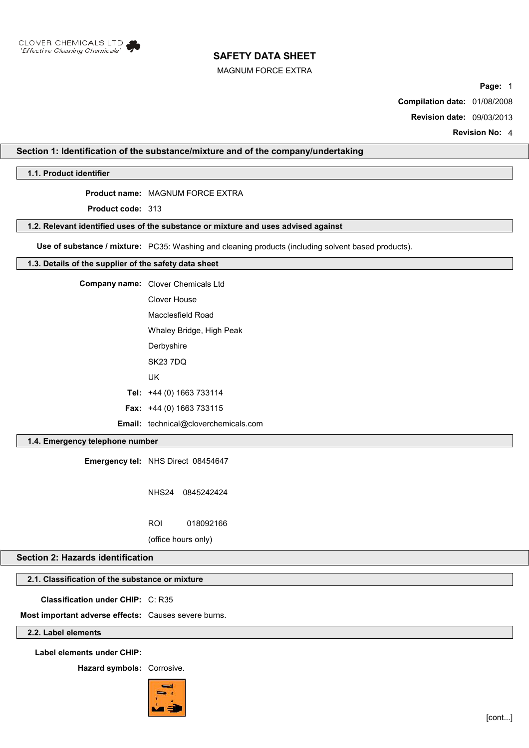CLOVER CHEMICALS LTD
*'Effective Cleaning Chemicals'*

# SAFETY DATA SHEET

MAGNUM FORCE EXTRA

**Compilation date:** 01/08/2008

**Revision date:** 09/03/2013

**Revision No:** 4

## Section 1: Identification of the substance/mixture and of the company/undertaking

### 1.1. Product identifier

**Product name:** MAGNUM FORCE EXTRA

**Product code:** 313

### 1.2. Relevant identified uses of the substance or mixture and uses advised against

**Use of substance / mixture:** PC35: Washing and cleaning products (including solvent based products).

### 1.3. Details of the supplier of the safety data sheet

**Company name:** Clover Chemicals Ltd

Clover House

Macclesfield Road

Whaley Bridge, High Peak

Derbyshire

SK23 7DQ

UK

**Tel:** +44 (0) 1663 733114

**Fax:** +44 (0) 1663 733115

**Email:** technical@cloverchemicals.com

### 1.4. Emergency telephone number

**Emergency tel:** NHS Direct 08454647

NHS24 0845242424

ROI 018092166

(office hours only)

## Section 2: Hazards identification

### 2.1. Classification of the substance or mixture

**Classification under CHIP:** C: R35

**Most important adverse effects:** Causes severe burns.

### 2.2. Label elements

**Label elements under CHIP:**

**Hazard symbols:** Corrosive.

[cont...]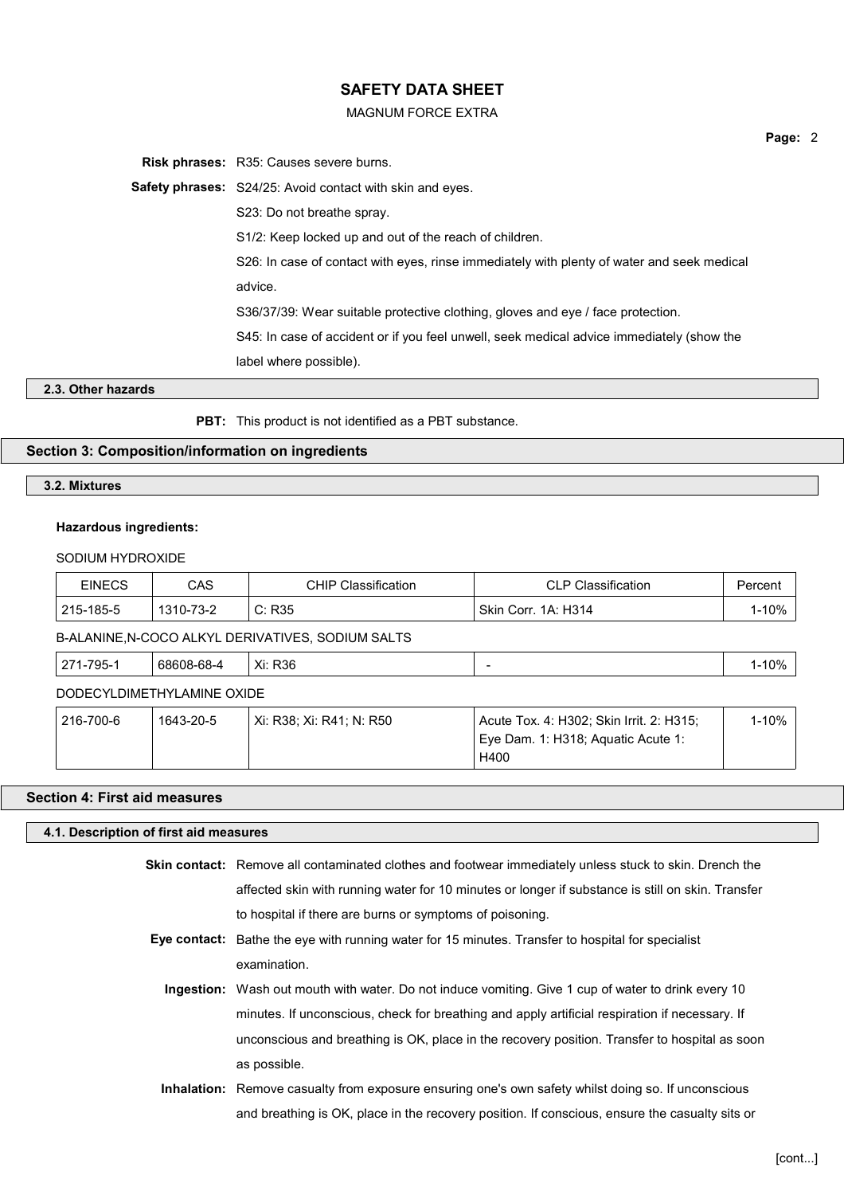**Risk phrases:** R35: Causes severe burns.

**Safety phrases:** S24/25: Avoid contact with skin and eyes.

S23: Do not breathe spray.

S1/2: Keep locked up and out of the reach of children.

S26: In case of contact with eyes, rinse immediately with plenty of water and seek medical advice.

S36/37/39: Wear suitable protective clothing, gloves and eye / face protection.

S45: In case of accident or if you feel unwell, seek medical advice immediately (show the label where possible).

### 2.3. Other hazards

**PBT:** This product is not identified as a PBT substance.

## Section 3: Composition/information on ingredients

### 3.2. Mixtures

**Hazardous ingredients:**

SODIUM HYDROXIDE

| EINECS | CAS | CHIP Classification | CLP Classification | Percent |
|---|---|---|---|---|
| 215-185-5 | 1310-73-2 | C: R35 | Skin Corr. 1A: H314 | 1-10% |

B-ALANINE,N-COCO ALKYL DERIVATIVES, SODIUM SALTS

| EINECS | CAS | CHIP Classification | CLP Classification | Percent |
|---|---|---|---|---|
| 271-795-1 | 68608-68-4 | Xi: R36 | - | 1-10% |

DODECYLDIMETHYLAMINE OXIDE

| EINECS | CAS | CHIP Classification | CLP Classification | Percent |
|---|---|---|---|---|
| 216-700-6 | 1643-20-5 | Xi: R38; Xi: R41; N: R50 | Acute Tox. 4: H302; Skin Irrit. 2: H315; Eye Dam. 1: H318; Aquatic Acute 1: H400 | 1-10% |

## Section 4: First aid measures

### 4.1. Description of first aid measures

**Skin contact:** Remove all contaminated clothes and footwear immediately unless stuck to skin. Drench the affected skin with running water for 10 minutes or longer if substance is still on skin. Transfer to hospital if there are burns or symptoms of poisoning.

**Eye contact:** Bathe the eye with running water for 15 minutes. Transfer to hospital for specialist examination.

**Ingestion:** Wash out mouth with water. Do not induce vomiting. Give 1 cup of water to drink every 10 minutes. If unconscious, check for breathing and apply artificial respiration if necessary. If unconscious and breathing is OK, place in the recovery position. Transfer to hospital as soon as possible.

**Inhalation:** Remove casualty from exposure ensuring one's own safety whilst doing so. If unconscious and breathing is OK, place in the recovery position. If conscious, ensure the casualty sits or

[cont...]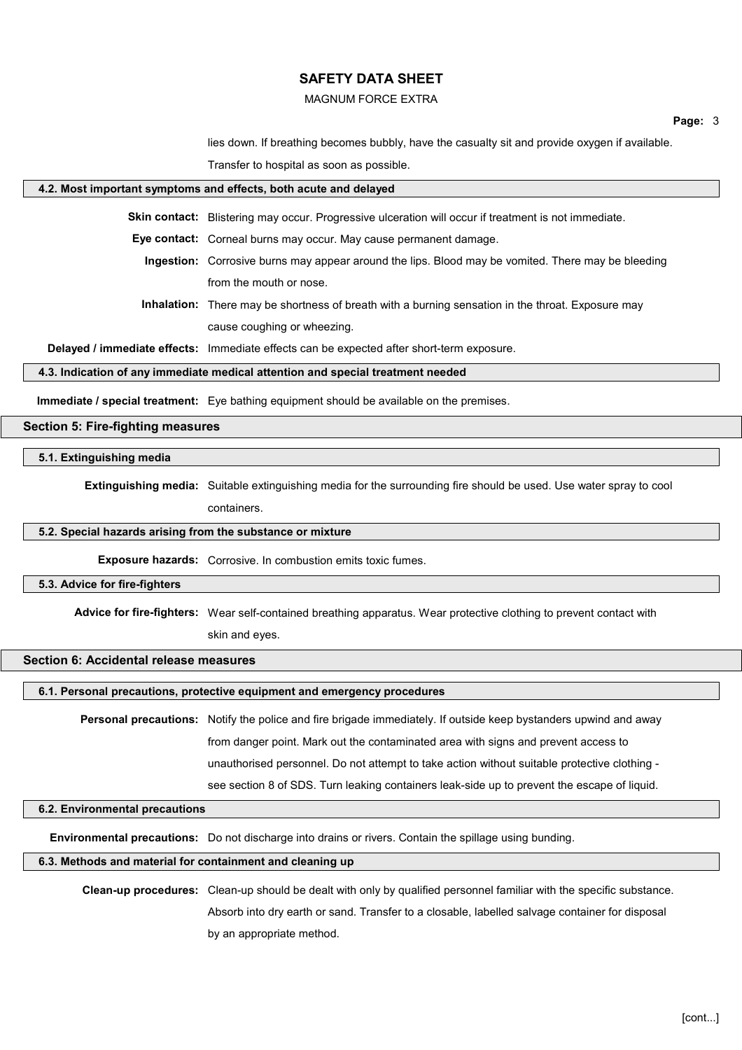lies down. If breathing becomes bubbly, have the casualty sit and provide oxygen if available. Transfer to hospital as soon as possible.

### 4.2. Most important symptoms and effects, both acute and delayed

**Skin contact:** Blistering may occur. Progressive ulceration will occur if treatment is not immediate.

**Eye contact:** Corneal burns may occur. May cause permanent damage.

**Ingestion:** Corrosive burns may appear around the lips. Blood may be vomited. There may be bleeding from the mouth or nose.

**Inhalation:** There may be shortness of breath with a burning sensation in the throat. Exposure may cause coughing or wheezing.

**Delayed / immediate effects:** Immediate effects can be expected after short-term exposure.

### 4.3. Indication of any immediate medical attention and special treatment needed

**Immediate / special treatment:** Eye bathing equipment should be available on the premises.

## Section 5: Fire-fighting measures

### 5.1. Extinguishing media

**Extinguishing media:** Suitable extinguishing media for the surrounding fire should be used. Use water spray to cool containers.

### 5.2. Special hazards arising from the substance or mixture

**Exposure hazards:** Corrosive. In combustion emits toxic fumes.

### 5.3. Advice for fire-fighters

**Advice for fire-fighters:** Wear self-contained breathing apparatus. Wear protective clothing to prevent contact with skin and eyes.

## Section 6: Accidental release measures

### 6.1. Personal precautions, protective equipment and emergency procedures

**Personal precautions:** Notify the police and fire brigade immediately. If outside keep bystanders upwind and away from danger point. Mark out the contaminated area with signs and prevent access to unauthorised personnel. Do not attempt to take action without suitable protective clothing - see section 8 of SDS. Turn leaking containers leak-side up to prevent the escape of liquid.

### 6.2. Environmental precautions

**Environmental precautions:** Do not discharge into drains or rivers. Contain the spillage using bunding.

### 6.3. Methods and material for containment and cleaning up

**Clean-up procedures:** Clean-up should be dealt with only by qualified personnel familiar with the specific substance. Absorb into dry earth or sand. Transfer to a closable, labelled salvage container for disposal by an appropriate method.

[cont...]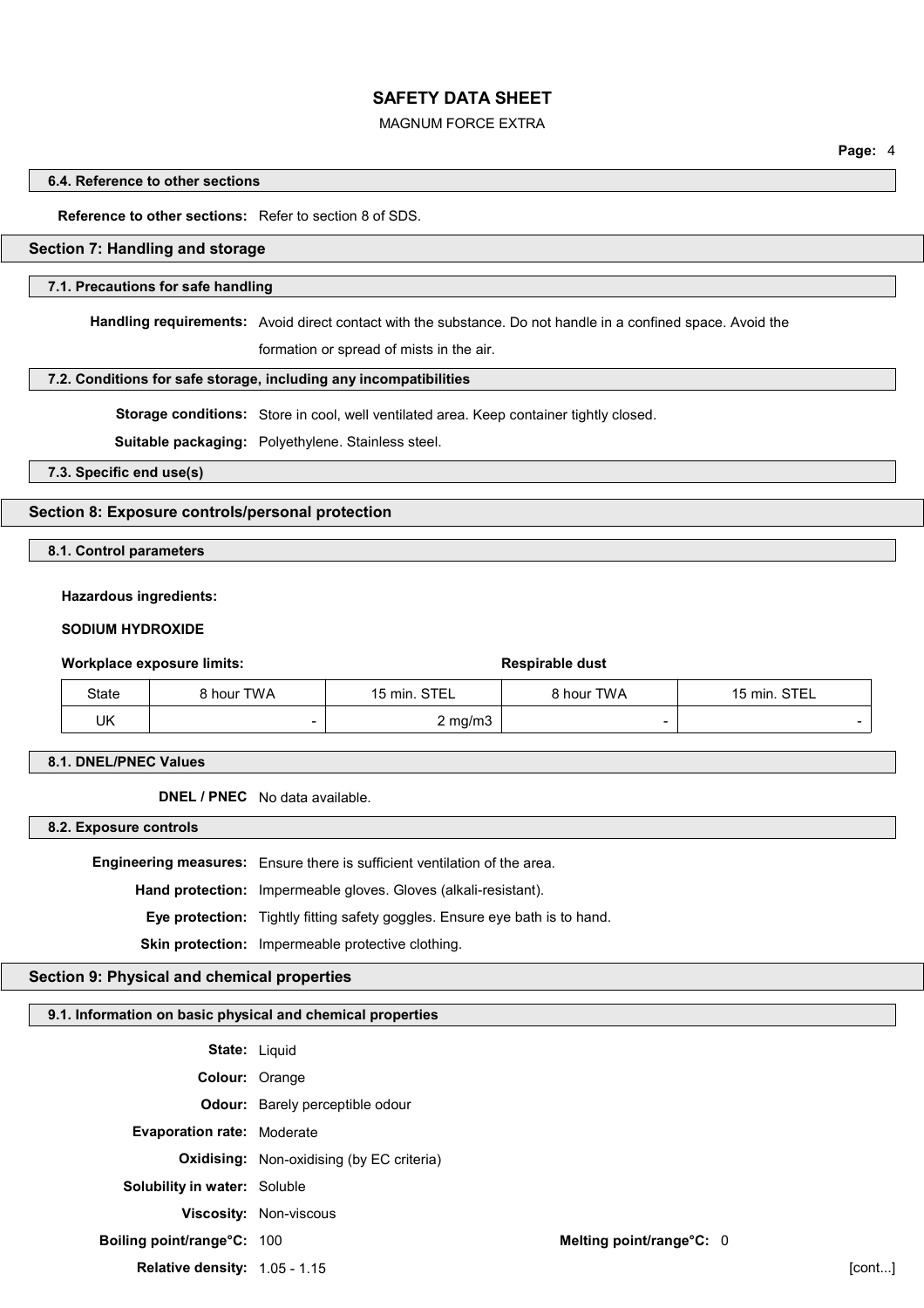### 6.4. Reference to other sections

**Reference to other sections:** Refer to section 8 of SDS.

## Section 7: Handling and storage

### 7.1. Precautions for safe handling

**Handling requirements:** Avoid direct contact with the substance. Do not handle in a confined space. Avoid the formation or spread of mists in the air.

### 7.2. Conditions for safe storage, including any incompatibilities

**Storage conditions:** Store in cool, well ventilated area. Keep container tightly closed.

**Suitable packaging:** Polyethylene. Stainless steel.

### 7.3. Specific end use(s)

## Section 8: Exposure controls/personal protection

### 8.1. Control parameters

**Hazardous ingredients:**

**SODIUM HYDROXIDE**

| Workplace exposure limits: | | | Respirable dust | |
|---|---|---|---|---|
| State | 8 hour TWA | 15 min. STEL | 8 hour TWA | 15 min. STEL |
| UK | - | 2 mg/m3 | - | - |

### 8.1. DNEL/PNEC Values

**DNEL / PNEC** No data available.

### 8.2. Exposure controls

**Engineering measures:** Ensure there is sufficient ventilation of the area.

**Hand protection:** Impermeable gloves. Gloves (alkali-resistant).

**Eye protection:** Tightly fitting safety goggles. Ensure eye bath is to hand.

**Skin protection:** Impermeable protective clothing.

## Section 9: Physical and chemical properties

### 9.1. Information on basic physical and chemical properties

**State:** Liquid

**Colour:** Orange

**Odour:** Barely perceptible odour

**Evaporation rate:** Moderate

**Oxidising:** Non-oxidising (by EC criteria)

**Solubility in water:** Soluble

**Viscosity:** Non-viscous

**Boiling point/range°C:** 100 **Melting point/range°C:** 0

**Relative density:** 1.05 - 1.15

[cont...]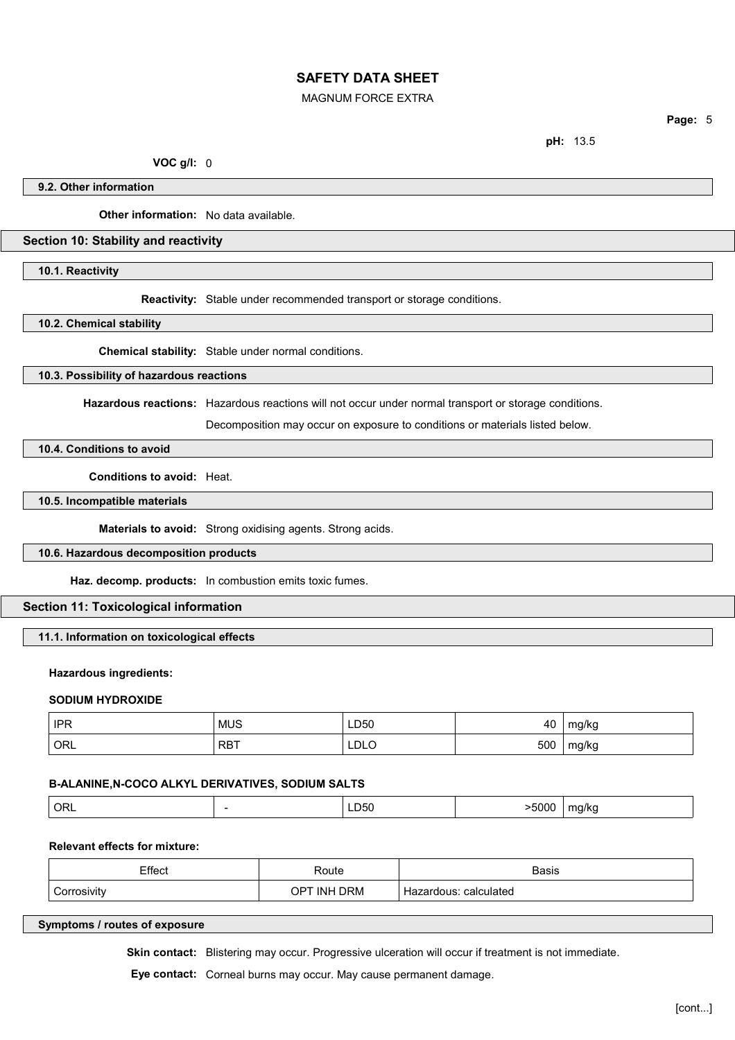**pH:** 13.5

**VOC g/l:** 0

### 9.2. Other information

**Other information:** No data available.

## Section 10: Stability and reactivity

### 10.1. Reactivity

**Reactivity:** Stable under recommended transport or storage conditions.

### 10.2. Chemical stability

**Chemical stability:** Stable under normal conditions.

### 10.3. Possibility of hazardous reactions

**Hazardous reactions:** Hazardous reactions will not occur under normal transport or storage conditions.

Decomposition may occur on exposure to conditions or materials listed below.

### 10.4. Conditions to avoid

**Conditions to avoid:** Heat.

### 10.5. Incompatible materials

**Materials to avoid:** Strong oxidising agents. Strong acids.

### 10.6. Hazardous decomposition products

**Haz. decomp. products:** In combustion emits toxic fumes.

## Section 11: Toxicological information

### 11.1. Information on toxicological effects

**Hazardous ingredients:**

**SODIUM HYDROXIDE**

| | | | | |
|---|---|---|---|---|
| IPR | MUS | LD50 | 40 | mg/kg |
| ORL | RBT | LDLO | 500 | mg/kg |

**B-ALANINE,N-COCO ALKYL DERIVATIVES, SODIUM SALTS**

| | | | | |
|---|---|---|---|---|
| ORL | - | LD50 | >5000 | mg/kg |

**Relevant effects for mixture:**

| Effect | Route | Basis |
|---|---|---|
| Corrosivity | OPT INH DRM | Hazardous: calculated |

### Symptoms / routes of exposure

**Skin contact:** Blistering may occur. Progressive ulceration will occur if treatment is not immediate.

**Eye contact:** Corneal burns may occur. May cause permanent damage.

[cont...]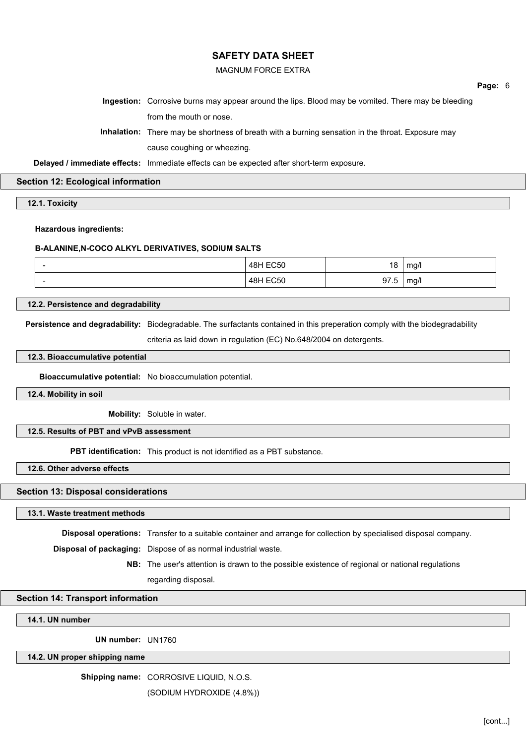**Ingestion:** Corrosive burns may appear around the lips. Blood may be vomited. There may be bleeding from the mouth or nose.

**Inhalation:** There may be shortness of breath with a burning sensation in the throat. Exposure may cause coughing or wheezing.

**Delayed / immediate effects:** Immediate effects can be expected after short-term exposure.

## Section 12: Ecological information

### 12.1. Toxicity

**Hazardous ingredients:**

**B-ALANINE,N-COCO ALKYL DERIVATIVES, SODIUM SALTS**

| - | 48H EC50 | 18 | mg/l |
|---|---|---|---|
| - | 48H EC50 | 97.5 | mg/l |

### 12.2. Persistence and degradability

**Persistence and degradability:** Biodegradable. The surfactants contained in this preperation comply with the biodegradability criteria as laid down in regulation (EC) No.648/2004 on detergents.

### 12.3. Bioaccumulative potential

**Bioaccumulative potential:** No bioaccumulation potential.

### 12.4. Mobility in soil

**Mobility:** Soluble in water.

### 12.5. Results of PBT and vPvB assessment

**PBT identification:** This product is not identified as a PBT substance.

### 12.6. Other adverse effects

## Section 13: Disposal considerations

### 13.1. Waste treatment methods

**Disposal operations:** Transfer to a suitable container and arrange for collection by specialised disposal company.

**Disposal of packaging:** Dispose of as normal industrial waste.

**NB:** The user's attention is drawn to the possible existence of regional or national regulations regarding disposal.

## Section 14: Transport information

### 14.1. UN number

**UN number:** UN1760

### 14.2. UN proper shipping name

**Shipping name:** CORROSIVE LIQUID, N.O.S.
(SODIUM HYDROXIDE (4.8%))

[cont...]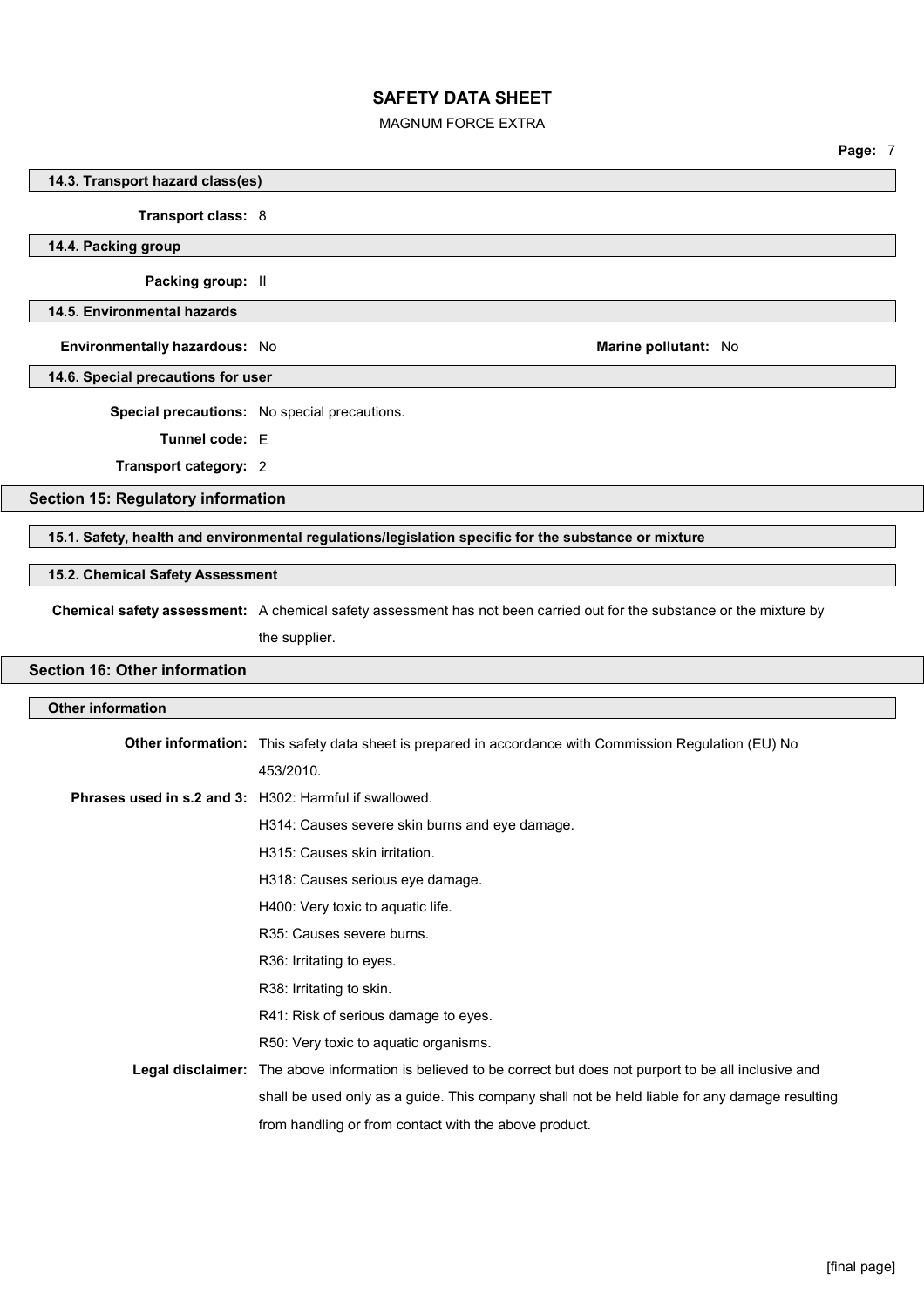### 14.3. Transport hazard class(es)

**Transport class:** 8

### 14.4. Packing group

**Packing group:** II

### 14.5. Environmental hazards

**Environmentally hazardous:** No

**Marine pollutant:** No

### 14.6. Special precautions for user

**Special precautions:** No special precautions.

**Tunnel code:** E

**Transport category:** 2

## Section 15: Regulatory information

### 15.1. Safety, health and environmental regulations/legislation specific for the substance or mixture

### 15.2. Chemical Safety Assessment

**Chemical safety assessment:** A chemical safety assessment has not been carried out for the substance or the mixture by the supplier.

## Section 16: Other information

### Other information

**Other information:** This safety data sheet is prepared in accordance with Commission Regulation (EU) No 453/2010.

**Phrases used in s.2 and 3:**
H302: Harmful if swallowed.
H314: Causes severe skin burns and eye damage.
H315: Causes skin irritation.
H318: Causes serious eye damage.
H400: Very toxic to aquatic life.
R35: Causes severe burns.
R36: Irritating to eyes.
R38: Irritating to skin.
R41: Risk of serious damage to eyes.
R50: Very toxic to aquatic organisms.

**Legal disclaimer:** The above information is believed to be correct but does not purport to be all inclusive and shall be used only as a guide. This company shall not be held liable for any damage resulting from handling or from contact with the above product.

[final page]